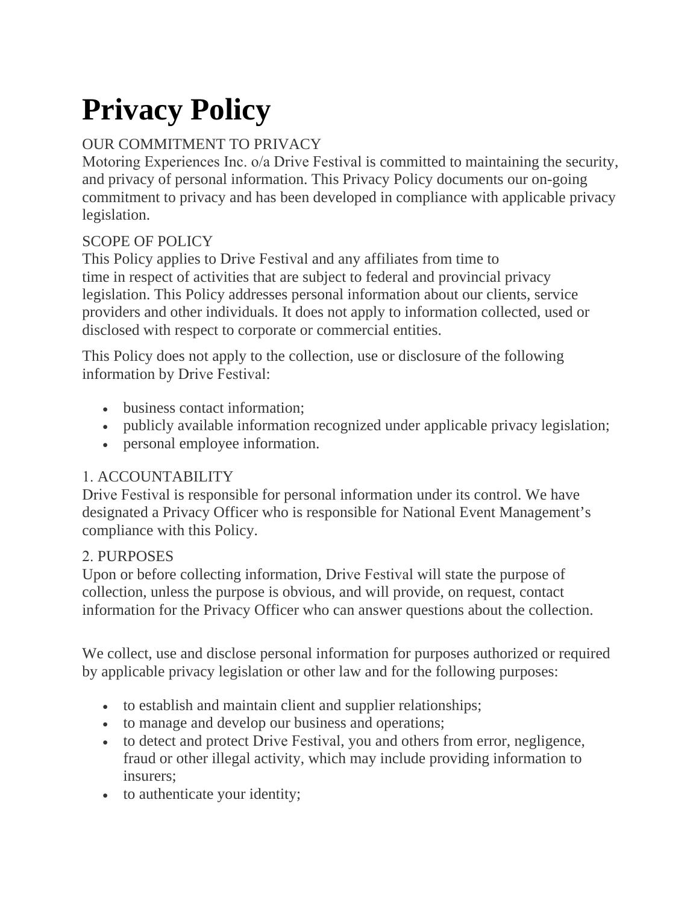# Privacy Policy

OUR COMMITMENT TO PRIVACY
Motoring Experiences Inc. o/a Drive Festival is committed to maintaining the security, and privacy of personal information. This Privacy Policy documents our on-going commitment to privacy and has been developed in compliance with applicable privacy legislation.

SCOPE OF POLICY
This Policy applies to Drive Festival and any affiliates from time to time in respect of activities that are subject to federal and provincial privacy legislation. This Policy addresses personal information about our clients, service providers and other individuals. It does not apply to information collected, used or disclosed with respect to corporate or commercial entities.

This Policy does not apply to the collection, use or disclosure of the following information by Drive Festival:

- business contact information;
- publicly available information recognized under applicable privacy legislation;
- personal employee information.

1. ACCOUNTABILITY
Drive Festival is responsible for personal information under its control. We have designated a Privacy Officer who is responsible for National Event Management's compliance with this Policy.

2. PURPOSES
Upon or before collecting information, Drive Festival will state the purpose of collection, unless the purpose is obvious, and will provide, on request, contact information for the Privacy Officer who can answer questions about the collection.

We collect, use and disclose personal information for purposes authorized or required by applicable privacy legislation or other law and for the following purposes:

- to establish and maintain client and supplier relationships;
- to manage and develop our business and operations;
- to detect and protect Drive Festival, you and others from error, negligence, fraud or other illegal activity, which may include providing information to insurers;
- to authenticate your identity;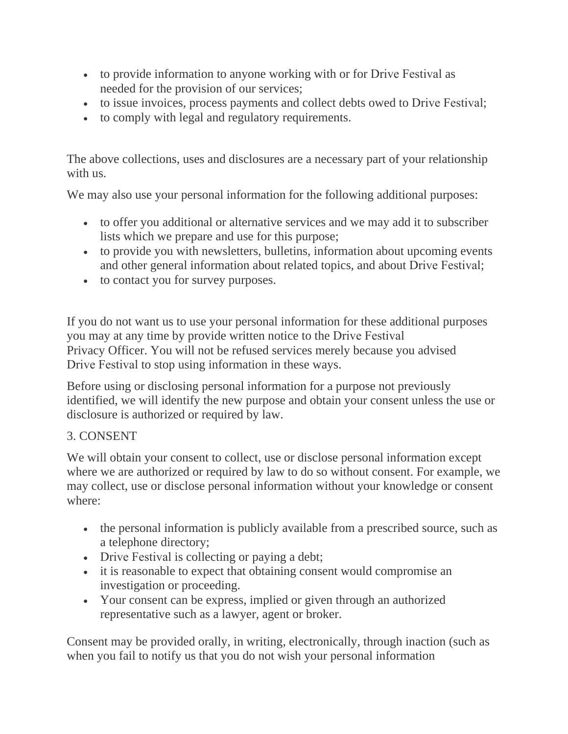- to provide information to anyone working with or for Drive Festival as needed for the provision of our services;
- to issue invoices, process payments and collect debts owed to Drive Festival;
- to comply with legal and regulatory requirements.

The above collections, uses and disclosures are a necessary part of your relationship with us.

We may also use your personal information for the following additional purposes:

- to offer you additional or alternative services and we may add it to subscriber lists which we prepare and use for this purpose;
- to provide you with newsletters, bulletins, information about upcoming events and other general information about related topics, and about Drive Festival;
- to contact you for survey purposes.

If you do not want us to use your personal information for these additional purposes you may at any time by provide written notice to the Drive Festival Privacy Officer. You will not be refused services merely because you advised Drive Festival to stop using information in these ways.

Before using or disclosing personal information for a purpose not previously identified, we will identify the new purpose and obtain your consent unless the use or disclosure is authorized or required by law.

3. CONSENT

We will obtain your consent to collect, use or disclose personal information except where we are authorized or required by law to do so without consent. For example, we may collect, use or disclose personal information without your knowledge or consent where:

- the personal information is publicly available from a prescribed source, such as a telephone directory;
- Drive Festival is collecting or paying a debt;
- it is reasonable to expect that obtaining consent would compromise an investigation or proceeding.
- Your consent can be express, implied or given through an authorized representative such as a lawyer, agent or broker.

Consent may be provided orally, in writing, electronically, through inaction (such as when you fail to notify us that you do not wish your personal information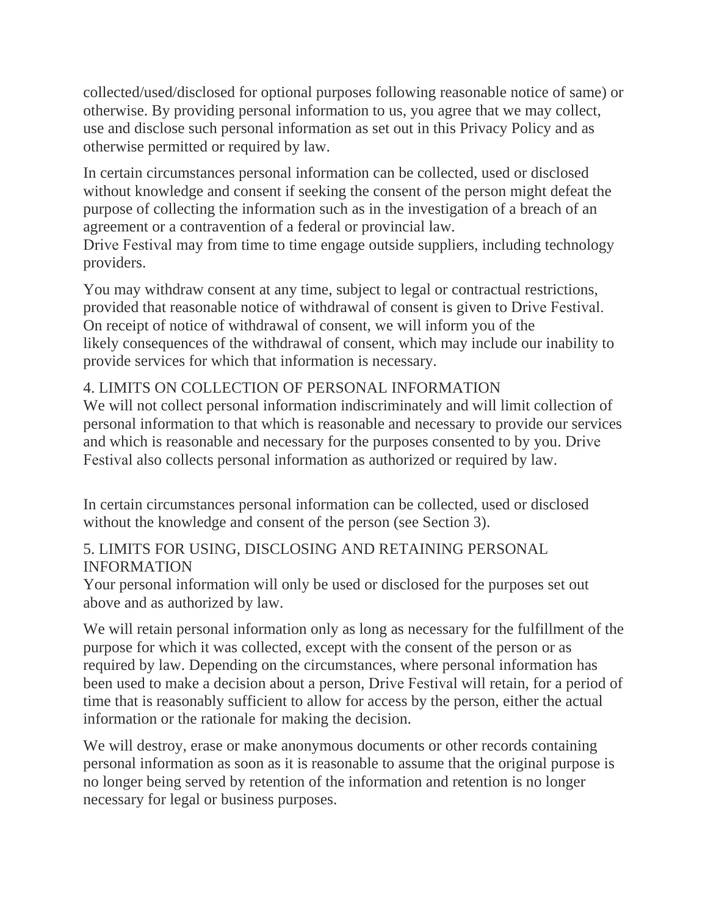collected/used/disclosed for optional purposes following reasonable notice of same) or otherwise. By providing personal information to us, you agree that we may collect, use and disclose such personal information as set out in this Privacy Policy and as otherwise permitted or required by law.

In certain circumstances personal information can be collected, used or disclosed without knowledge and consent if seeking the consent of the person might defeat the purpose of collecting the information such as in the investigation of a breach of an agreement or a contravention of a federal or provincial law.
Drive Festival may from time to time engage outside suppliers, including technology providers.

You may withdraw consent at any time, subject to legal or contractual restrictions, provided that reasonable notice of withdrawal of consent is given to Drive Festival. On receipt of notice of withdrawal of consent, we will inform you of the likely consequences of the withdrawal of consent, which may include our inability to provide services for which that information is necessary.

## 4. LIMITS ON COLLECTION OF PERSONAL INFORMATION

We will not collect personal information indiscriminately and will limit collection of personal information to that which is reasonable and necessary to provide our services and which is reasonable and necessary for the purposes consented to by you. Drive Festival also collects personal information as authorized or required by law.

In certain circumstances personal information can be collected, used or disclosed without the knowledge and consent of the person (see Section 3).

## 5. LIMITS FOR USING, DISCLOSING AND RETAINING PERSONAL INFORMATION

Your personal information will only be used or disclosed for the purposes set out above and as authorized by law.

We will retain personal information only as long as necessary for the fulfillment of the purpose for which it was collected, except with the consent of the person or as required by law. Depending on the circumstances, where personal information has been used to make a decision about a person, Drive Festival will retain, for a period of time that is reasonably sufficient to allow for access by the person, either the actual information or the rationale for making the decision.

We will destroy, erase or make anonymous documents or other records containing personal information as soon as it is reasonable to assume that the original purpose is no longer being served by retention of the information and retention is no longer necessary for legal or business purposes.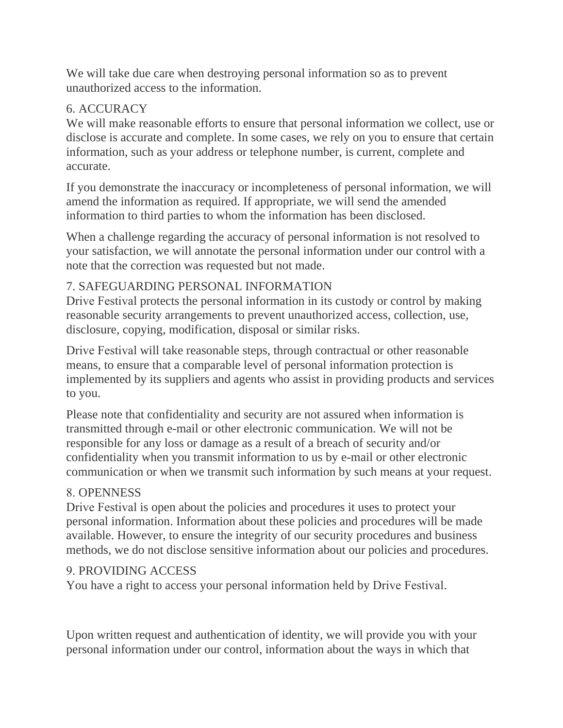We will take due care when destroying personal information so as to prevent unauthorized access to the information.

## 6. ACCURACY

We will make reasonable efforts to ensure that personal information we collect, use or disclose is accurate and complete. In some cases, we rely on you to ensure that certain information, such as your address or telephone number, is current, complete and accurate.

If you demonstrate the inaccuracy or incompleteness of personal information, we will amend the information as required. If appropriate, we will send the amended information to third parties to whom the information has been disclosed.

When a challenge regarding the accuracy of personal information is not resolved to your satisfaction, we will annotate the personal information under our control with a note that the correction was requested but not made.

## 7. SAFEGUARDING PERSONAL INFORMATION

Drive Festival protects the personal information in its custody or control by making reasonable security arrangements to prevent unauthorized access, collection, use, disclosure, copying, modification, disposal or similar risks.

Drive Festival will take reasonable steps, through contractual or other reasonable means, to ensure that a comparable level of personal information protection is implemented by its suppliers and agents who assist in providing products and services to you.

Please note that confidentiality and security are not assured when information is transmitted through e-mail or other electronic communication. We will not be responsible for any loss or damage as a result of a breach of security and/or confidentiality when you transmit information to us by e-mail or other electronic communication or when we transmit such information by such means at your request.

## 8. OPENNESS

Drive Festival is open about the policies and procedures it uses to protect your personal information. Information about these policies and procedures will be made available. However, to ensure the integrity of our security procedures and business methods, we do not disclose sensitive information about our policies and procedures.

## 9. PROVIDING ACCESS

You have a right to access your personal information held by Drive Festival.

Upon written request and authentication of identity, we will provide you with your personal information under our control, information about the ways in which that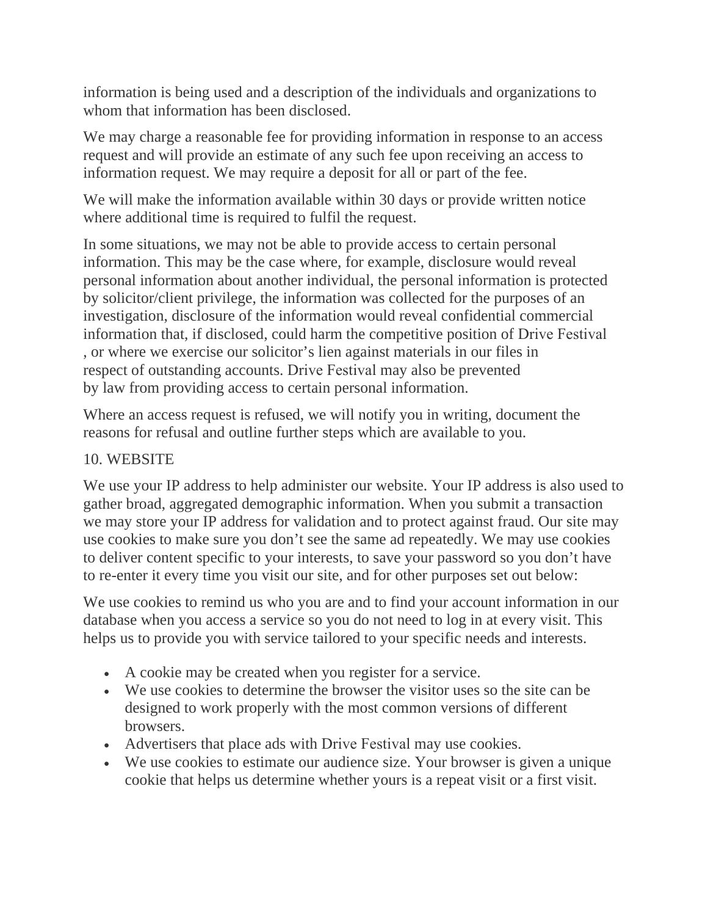information is being used and a description of the individuals and organizations to whom that information has been disclosed.

We may charge a reasonable fee for providing information in response to an access request and will provide an estimate of any such fee upon receiving an access to information request. We may require a deposit for all or part of the fee.

We will make the information available within 30 days or provide written notice where additional time is required to fulfil the request.

In some situations, we may not be able to provide access to certain personal information. This may be the case where, for example, disclosure would reveal personal information about another individual, the personal information is protected by solicitor/client privilege, the information was collected for the purposes of an investigation, disclosure of the information would reveal confidential commercial information that, if disclosed, could harm the competitive position of Drive Festival , or where we exercise our solicitor's lien against materials in our files in respect of outstanding accounts. Drive Festival may also be prevented by law from providing access to certain personal information.

Where an access request is refused, we will notify you in writing, document the reasons for refusal and outline further steps which are available to you.

10. WEBSITE

We use your IP address to help administer our website. Your IP address is also used to gather broad, aggregated demographic information. When you submit a transaction we may store your IP address for validation and to protect against fraud. Our site may use cookies to make sure you don't see the same ad repeatedly. We may use cookies to deliver content specific to your interests, to save your password so you don't have to re-enter it every time you visit our site, and for other purposes set out below:

We use cookies to remind us who you are and to find your account information in our database when you access a service so you do not need to log in at every visit. This helps us to provide you with service tailored to your specific needs and interests.

- A cookie may be created when you register for a service.
- We use cookies to determine the browser the visitor uses so the site can be designed to work properly with the most common versions of different browsers.
- Advertisers that place ads with Drive Festival may use cookies.
- We use cookies to estimate our audience size. Your browser is given a unique cookie that helps us determine whether yours is a repeat visit or a first visit.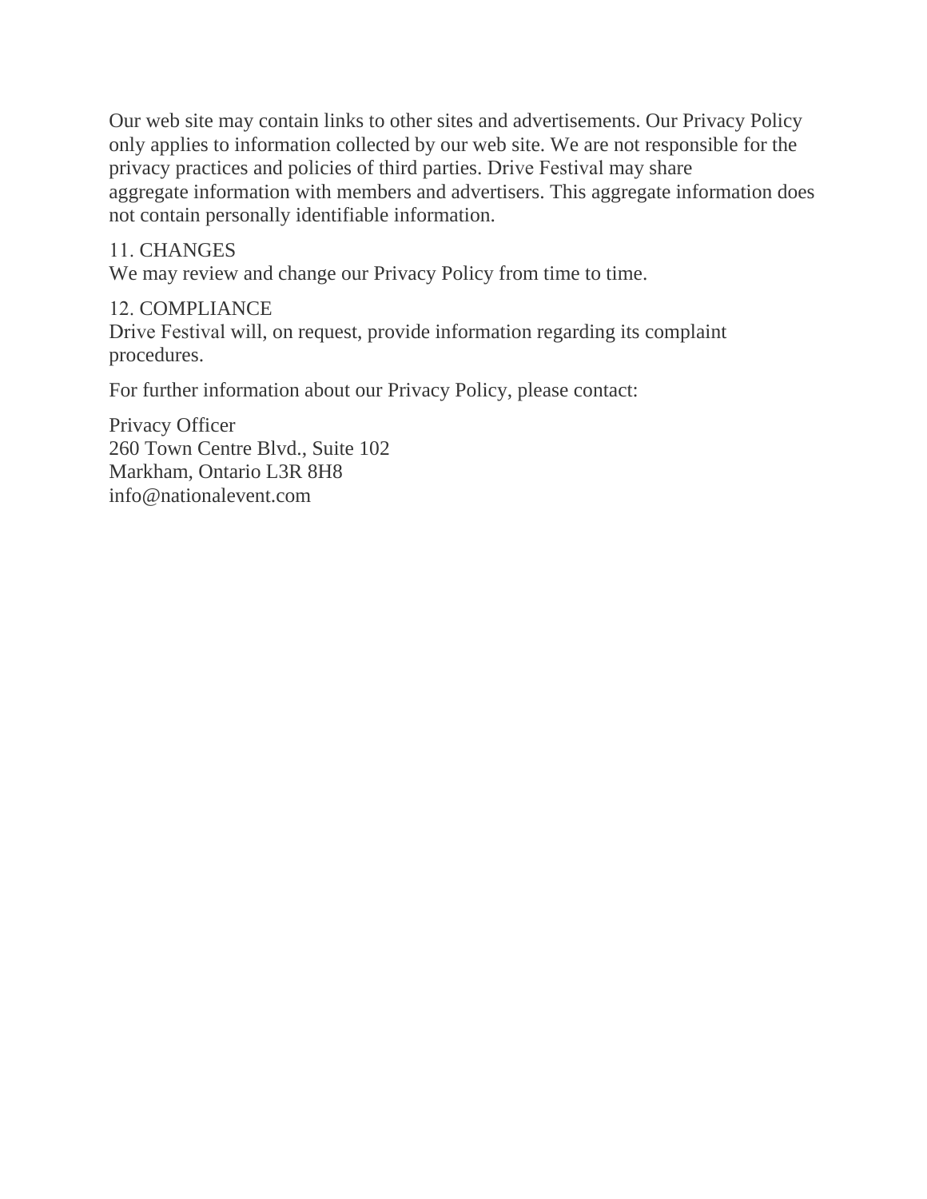Our web site may contain links to other sites and advertisements. Our Privacy Policy only applies to information collected by our web site. We are not responsible for the privacy practices and policies of third parties. Drive Festival may share aggregate information with members and advertisers. This aggregate information does not contain personally identifiable information.

11. CHANGES
We may review and change our Privacy Policy from time to time.

12. COMPLIANCE
Drive Festival will, on request, provide information regarding its complaint procedures.

For further information about our Privacy Policy, please contact:

Privacy Officer
260 Town Centre Blvd., Suite 102
Markham, Ontario L3R 8H8
info@nationalevent.com